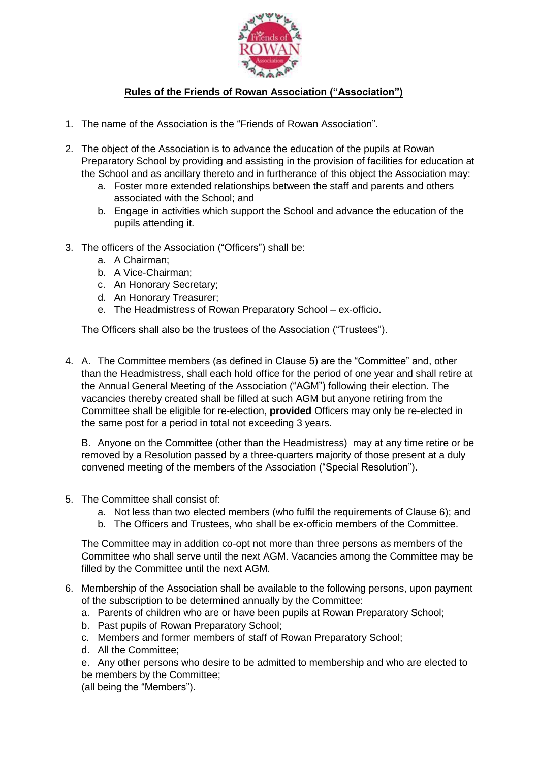**Rules of the Friends of Rowan Association ("Association")**

1. The name of the Association is the "Friends of Rowan Association".

2. The object of the Association is to advance the education of the pupils at Rowan Preparatory School by providing and assisting in the provision of facilities for education at the School and as ancillary thereto and in furtherance of this object the Association may:
    a. Foster more extended relationships between the staff and parents and others associated with the School; and
    b. Engage in activities which support the School and advance the education of the pupils attending it.

3. The officers of the Association ("Officers") shall be:
    a. A Chairman;
    b. A Vice-Chairman;
    c. An Honorary Secretary;
    d. An Honorary Treasurer;
    e. The Headmistress of Rowan Preparatory School – ex-officio.

    The Officers shall also be the trustees of the Association ("Trustees").

4. A. The Committee members (as defined in Clause 5) are the "Committee" and, other than the Headmistress, shall each hold office for the period of one year and shall retire at the Annual General Meeting of the Association ("AGM") following their election. The vacancies thereby created shall be filled at such AGM but anyone retiring from the Committee shall be eligible for re-election, **provided** Officers may only be re-elected in the same post for a period in total not exceeding 3 years.

    B. Anyone on the Committee (other than the Headmistress) may at any time retire or be removed by a Resolution passed by a three-quarters majority of those present at a duly convened meeting of the members of the Association ("Special Resolution").

5. The Committee shall consist of:
    a. Not less than two elected members (who fulfil the requirements of Clause 6); and
    b. The Officers and Trustees, who shall be ex-officio members of the Committee.

    The Committee may in addition co-opt not more than three persons as members of the Committee who shall serve until the next AGM. Vacancies among the Committee may be filled by the Committee until the next AGM.

6. Membership of the Association shall be available to the following persons, upon payment of the subscription to be determined annually by the Committee:
    a. Parents of children who are or have been pupils at Rowan Preparatory School;
    b. Past pupils of Rowan Preparatory School;
    c. Members and former members of staff of Rowan Preparatory School;
    d. All the Committee;
    e. Any other persons who desire to be admitted to membership and who are elected to be members by the Committee;

    (all being the "Members").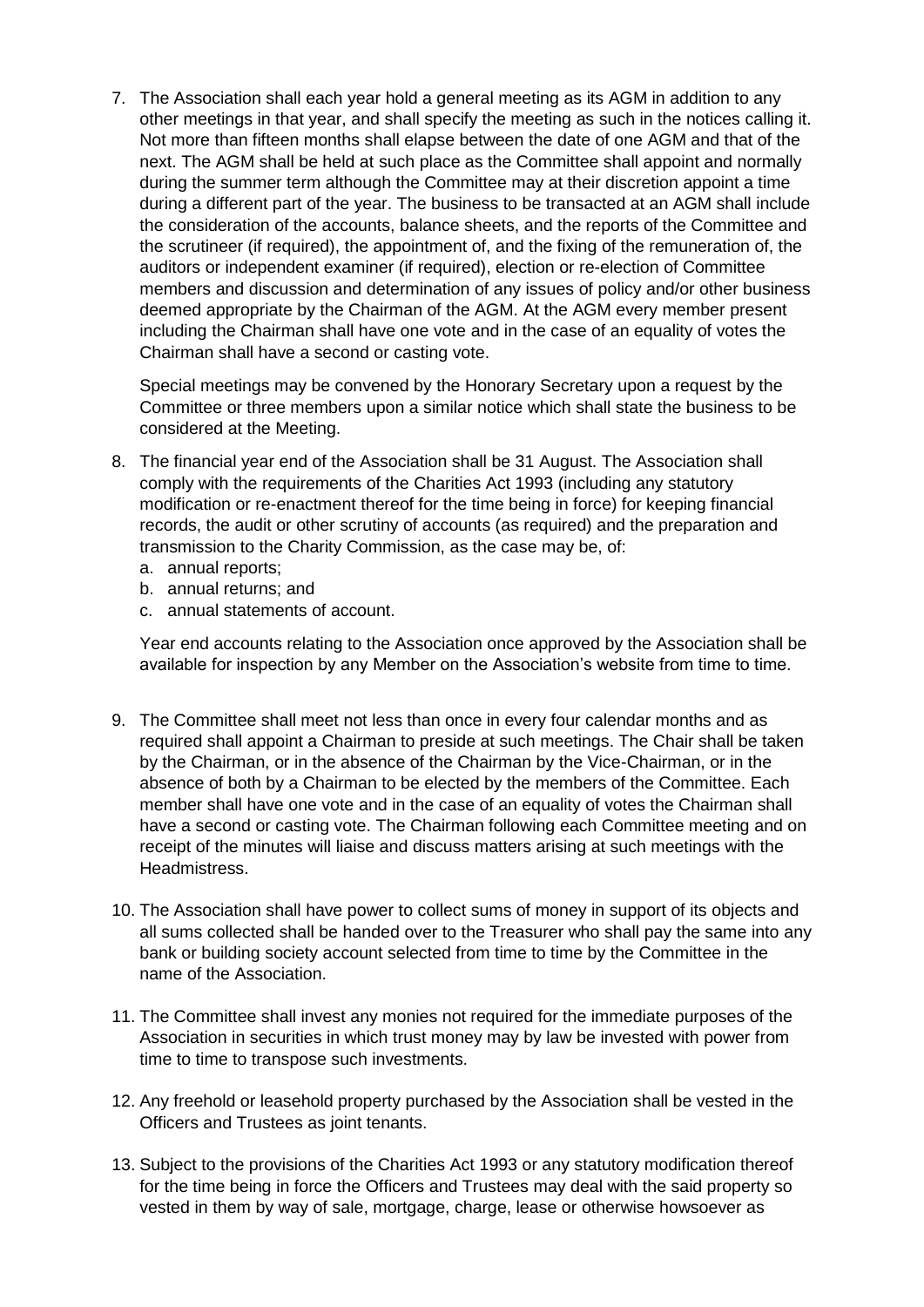7. The Association shall each year hold a general meeting as its AGM in addition to any other meetings in that year, and shall specify the meeting as such in the notices calling it. Not more than fifteen months shall elapse between the date of one AGM and that of the next. The AGM shall be held at such place as the Committee shall appoint and normally during the summer term although the Committee may at their discretion appoint a time during a different part of the year. The business to be transacted at an AGM shall include the consideration of the accounts, balance sheets, and the reports of the Committee and the scrutineer (if required), the appointment of, and the fixing of the remuneration of, the auditors or independent examiner (if required), election or re-election of Committee members and discussion and determination of any issues of policy and/or other business deemed appropriate by the Chairman of the AGM. At the AGM every member present including the Chairman shall have one vote and in the case of an equality of votes the Chairman shall have a second or casting vote.

   Special meetings may be convened by the Honorary Secretary upon a request by the Committee or three members upon a similar notice which shall state the business to be considered at the Meeting.

8. The financial year end of the Association shall be 31 August. The Association shall comply with the requirements of the Charities Act 1993 (including any statutory modification or re-enactment thereof for the time being in force) for keeping financial records, the audit or other scrutiny of accounts (as required) and the preparation and transmission to the Charity Commission, as the case may be, of:
   a. annual reports;
   b. annual returns; and
   c. annual statements of account.

   Year end accounts relating to the Association once approved by the Association shall be available for inspection by any Member on the Association's website from time to time.

9. The Committee shall meet not less than once in every four calendar months and as required shall appoint a Chairman to preside at such meetings. The Chair shall be taken by the Chairman, or in the absence of the Chairman by the Vice-Chairman, or in the absence of both by a Chairman to be elected by the members of the Committee. Each member shall have one vote and in the case of an equality of votes the Chairman shall have a second or casting vote. The Chairman following each Committee meeting and on receipt of the minutes will liaise and discuss matters arising at such meetings with the Headmistress.

10. The Association shall have power to collect sums of money in support of its objects and all sums collected shall be handed over to the Treasurer who shall pay the same into any bank or building society account selected from time to time by the Committee in the name of the Association.

11. The Committee shall invest any monies not required for the immediate purposes of the Association in securities in which trust money may by law be invested with power from time to time to transpose such investments.

12. Any freehold or leasehold property purchased by the Association shall be vested in the Officers and Trustees as joint tenants.

13. Subject to the provisions of the Charities Act 1993 or any statutory modification thereof for the time being in force the Officers and Trustees may deal with the said property so vested in them by way of sale, mortgage, charge, lease or otherwise howsoever as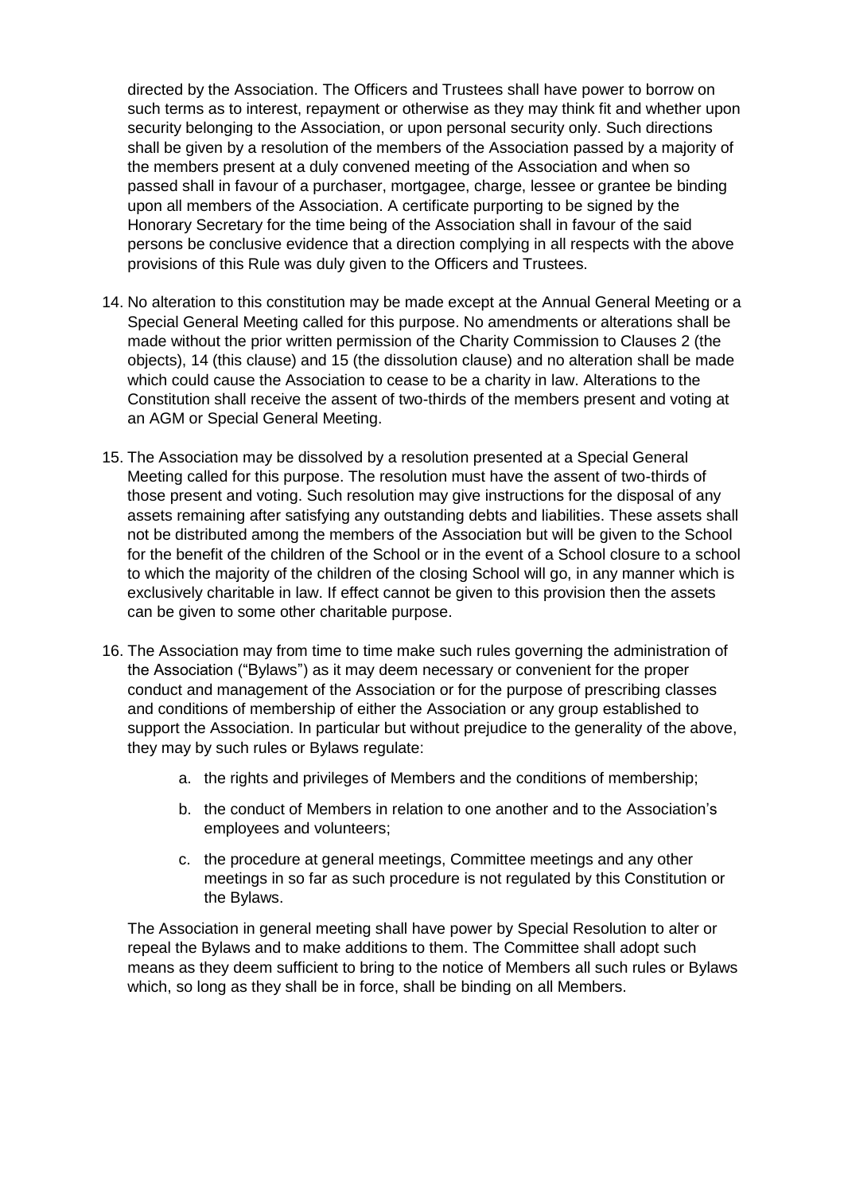directed by the Association. The Officers and Trustees shall have power to borrow on such terms as to interest, repayment or otherwise as they may think fit and whether upon security belonging to the Association, or upon personal security only. Such directions shall be given by a resolution of the members of the Association passed by a majority of the members present at a duly convened meeting of the Association and when so passed shall in favour of a purchaser, mortgagee, charge, lessee or grantee be binding upon all members of the Association. A certificate purporting to be signed by the Honorary Secretary for the time being of the Association shall in favour of the said persons be conclusive evidence that a direction complying in all respects with the above provisions of this Rule was duly given to the Officers and Trustees.

14. No alteration to this constitution may be made except at the Annual General Meeting or a Special General Meeting called for this purpose. No amendments or alterations shall be made without the prior written permission of the Charity Commission to Clauses 2 (the objects), 14 (this clause) and 15 (the dissolution clause) and no alteration shall be made which could cause the Association to cease to be a charity in law. Alterations to the Constitution shall receive the assent of two-thirds of the members present and voting at an AGM or Special General Meeting.

15. The Association may be dissolved by a resolution presented at a Special General Meeting called for this purpose. The resolution must have the assent of two-thirds of those present and voting. Such resolution may give instructions for the disposal of any assets remaining after satisfying any outstanding debts and liabilities. These assets shall not be distributed among the members of the Association but will be given to the School for the benefit of the children of the School or in the event of a School closure to a school to which the majority of the children of the closing School will go, in any manner which is exclusively charitable in law. If effect cannot be given to this provision then the assets can be given to some other charitable purpose.

16. The Association may from time to time make such rules governing the administration of the Association ("Bylaws") as it may deem necessary or convenient for the proper conduct and management of the Association or for the purpose of prescribing classes and conditions of membership of either the Association or any group established to support the Association. In particular but without prejudice to the generality of the above, they may by such rules or Bylaws regulate:

    a. the rights and privileges of Members and the conditions of membership;

    b. the conduct of Members in relation to one another and to the Association's employees and volunteers;

    c. the procedure at general meetings, Committee meetings and any other meetings in so far as such procedure is not regulated by this Constitution or the Bylaws.

    The Association in general meeting shall have power by Special Resolution to alter or repeal the Bylaws and to make additions to them. The Committee shall adopt such means as they deem sufficient to bring to the notice of Members all such rules or Bylaws which, so long as they shall be in force, shall be binding on all Members.